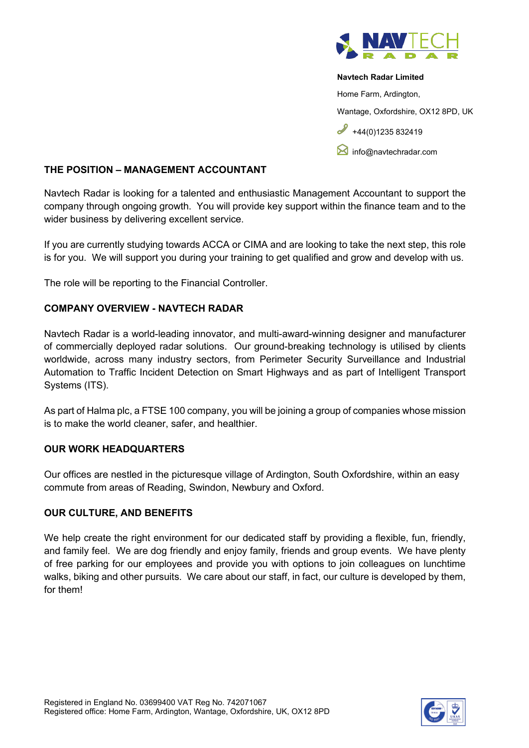**Navtech Radar Limited**

Home Farm, Ardington,

Wantage, Oxfordshire, OX12 8PD, UK

+44(0)1235 832419

info@navtechradar.com

## THE POSITION – MANAGEMENT ACCOUNTANT

Navtech Radar is looking for a talented and enthusiastic Management Accountant to support the company through ongoing growth. You will provide key support within the finance team and to the wider business by delivering excellent service.

If you are currently studying towards ACCA or CIMA and are looking to take the next step, this role is for you. We will support you during your training to get qualified and grow and develop with us.

The role will be reporting to the Financial Controller.

## COMPANY OVERVIEW - NAVTECH RADAR

Navtech Radar is a world-leading innovator, and multi-award-winning designer and manufacturer of commercially deployed radar solutions. Our ground-breaking technology is utilised by clients worldwide, across many industry sectors, from Perimeter Security Surveillance and Industrial Automation to Traffic Incident Detection on Smart Highways and as part of Intelligent Transport Systems (ITS).

As part of Halma plc, a FTSE 100 company, you will be joining a group of companies whose mission is to make the world cleaner, safer, and healthier.

## OUR WORK HEADQUARTERS

Our offices are nestled in the picturesque village of Ardington, South Oxfordshire, within an easy commute from areas of Reading, Swindon, Newbury and Oxford.

## OUR CULTURE, AND BENEFITS

We help create the right environment for our dedicated staff by providing a flexible, fun, friendly, and family feel. We are dog friendly and enjoy family, friends and group events. We have plenty of free parking for our employees and provide you with options to join colleagues on lunchtime walks, biking and other pursuits. We care about our staff, in fact, our culture is developed by them, for them!

Registered in England No. 03699400 VAT Reg No. 742071067
Registered office: Home Farm, Ardington, Wantage, Oxfordshire, UK, OX12 8PD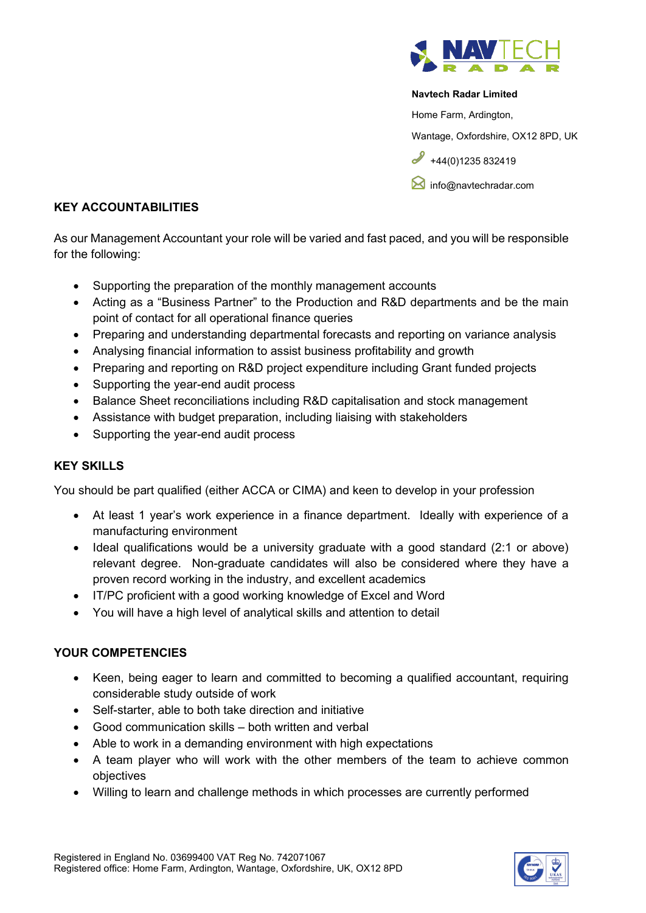**Navtech Radar Limited**

Home Farm, Ardington,

Wantage, Oxfordshire, OX12 8PD, UK

+44(0)1235 832419

info@navtechradar.com

## KEY ACCOUNTABILITIES

As our Management Accountant your role will be varied and fast paced, and you will be responsible for the following:

- Supporting the preparation of the monthly management accounts
- Acting as a "Business Partner" to the Production and R&D departments and be the main point of contact for all operational finance queries
- Preparing and understanding departmental forecasts and reporting on variance analysis
- Analysing financial information to assist business profitability and growth
- Preparing and reporting on R&D project expenditure including Grant funded projects
- Supporting the year-end audit process
- Balance Sheet reconciliations including R&D capitalisation and stock management
- Assistance with budget preparation, including liaising with stakeholders
- Supporting the year-end audit process

## KEY SKILLS

You should be part qualified (either ACCA or CIMA) and keen to develop in your profession

- At least 1 year's work experience in a finance department. Ideally with experience of a manufacturing environment
- Ideal qualifications would be a university graduate with a good standard (2:1 or above) relevant degree. Non-graduate candidates will also be considered where they have a proven record working in the industry, and excellent academics
- IT/PC proficient with a good working knowledge of Excel and Word
- You will have a high level of analytical skills and attention to detail

## YOUR COMPETENCIES

- Keen, being eager to learn and committed to becoming a qualified accountant, requiring considerable study outside of work
- Self-starter, able to both take direction and initiative
- Good communication skills – both written and verbal
- Able to work in a demanding environment with high expectations
- A team player who will work with the other members of the team to achieve common objectives
- Willing to learn and challenge methods in which processes are currently performed

Registered in England No. 03699400 VAT Reg No. 742071067
Registered office: Home Farm, Ardington, Wantage, Oxfordshire, UK, OX12 8PD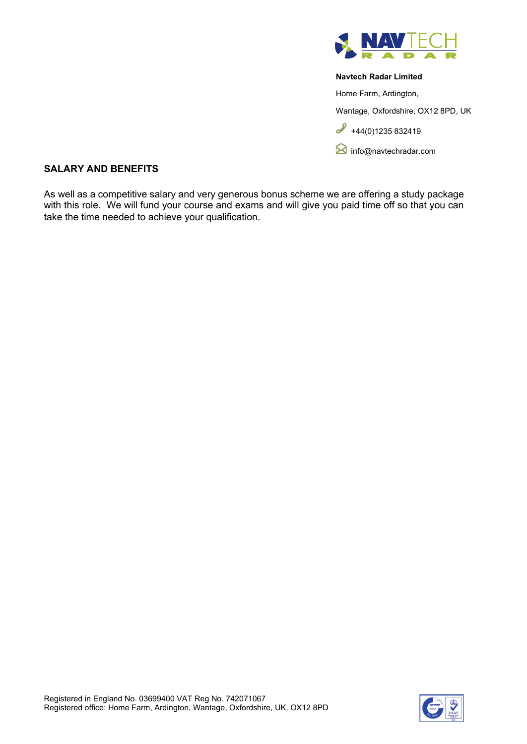## SALARY AND BENEFITS

As well as a competitive salary and very generous bonus scheme we are offering a study package with this role. We will fund your course and exams and will give you paid time off so that you can take the time needed to achieve your qualification.